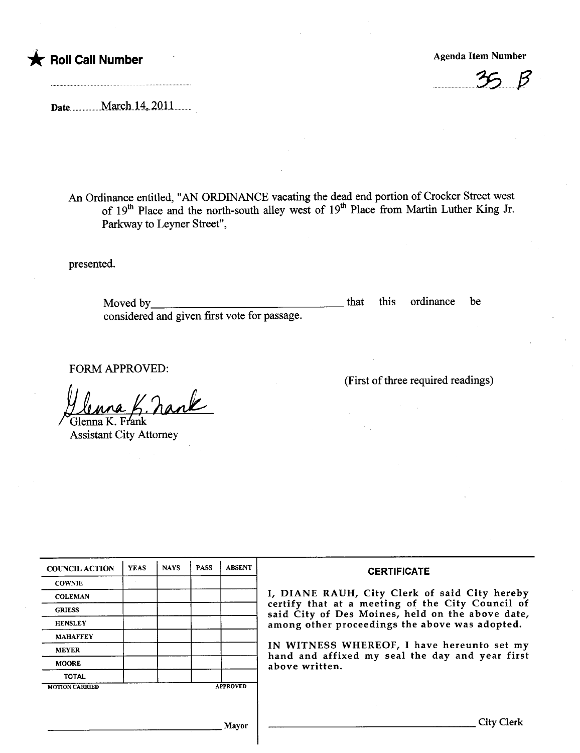★ **Roll Call Number**

**Agenda Item Number**

35 B

Date March 14, 2011

An Ordinance entitled, "AN ORDINANCE vacating the dead end portion of Crocker Street west of 19[th] Place and the north-south alley west of 19[th] Place from Martin Luther King Jr. Parkway to Leyner Street",

presented.

Moved by\_\_\_\_\_\_\_\_\_\_\_\_\_\_\_\_\_\_\_\_\_\_\_\_\_\_\_\_\_\_\_\_ that this ordinance be considered and given first vote for passage.

FORM APPROVED:

Glenna K. Frank
Glenna K. Frank
Assistant City Attorney

(First of three required readings)

| COUNCIL ACTION | YEAS | NAYS | PASS | ABSENT |
|---|---|---|---|---|
| COWNIE | | | | |
| COLEMAN | | | | |
| GRIESS | | | | |
| HENSLEY | | | | |
| MAHAFFEY | | | | |
| MEYER | | | | |
| MOORE | | | | |
| TOTAL | | | | |

MOTION CARRIED APPROVED

\_\_\_\_\_\_\_\_\_\_\_\_\_\_\_\_\_\_\_\_\_\_\_\_\_\_\_\_\_\_ Mayor

**CERTIFICATE**

I, DIANE RAUH, City Clerk of said City hereby certify that at a meeting of the City Council of said City of Des Moines, held on the above date, among other proceedings the above was adopted.

IN WITNESS WHEREOF, I have hereunto set my hand and affixed my seal the day and year first above written.

\_\_\_\_\_\_\_\_\_\_\_\_\_\_\_\_\_\_\_\_\_\_\_\_\_\_\_\_\_\_ City Clerk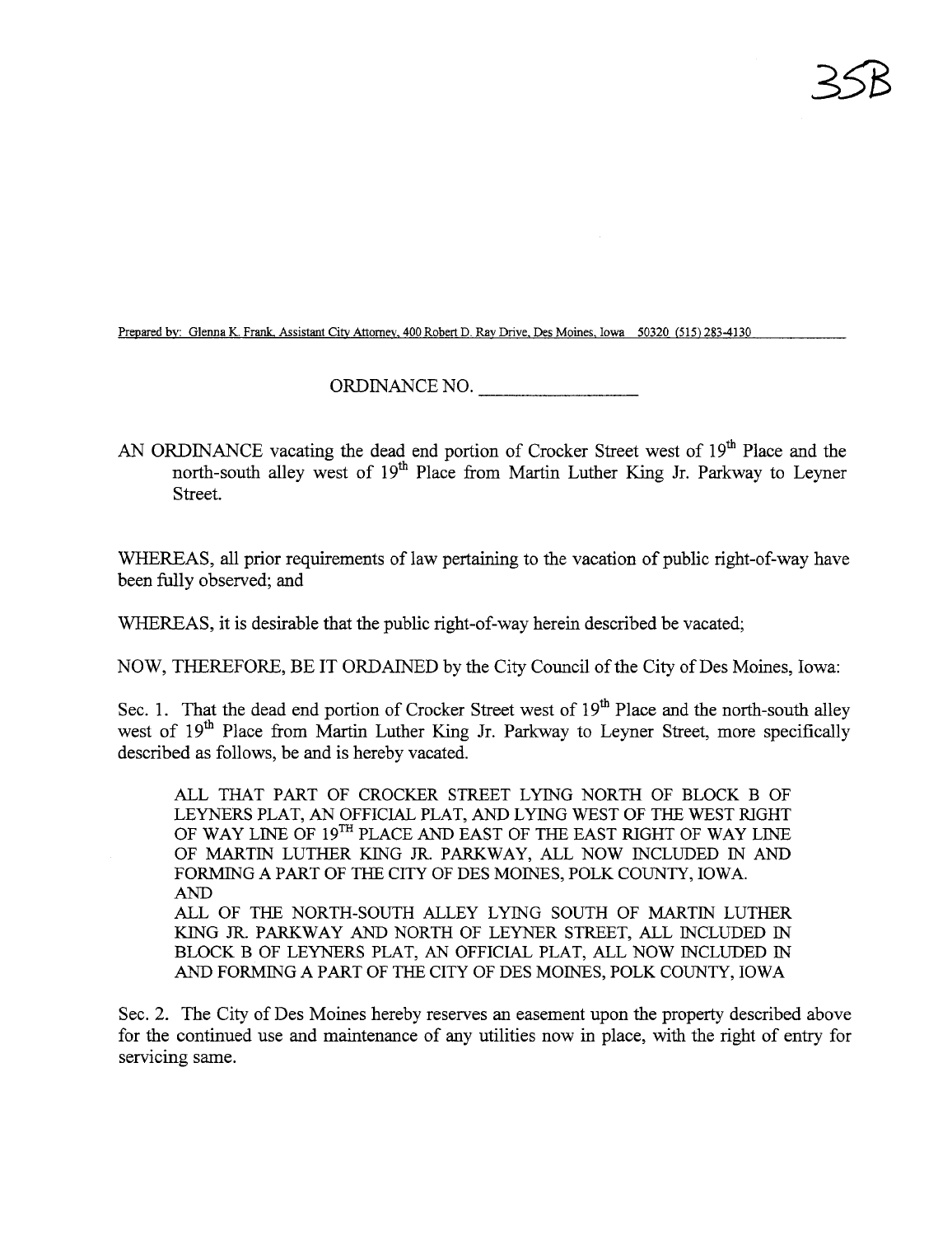35B

Prepared by: Glenna K. Frank, Assistant City Attorney, 400 Robert D. Ray Drive, Des Moines, Iowa 50320 (515) 283-4130

ORDINANCE NO. ________________

AN ORDINANCE vacating the dead end portion of Crocker Street west of 19th Place and the north-south alley west of 19th Place from Martin Luther King Jr. Parkway to Leyner Street.

WHEREAS, all prior requirements of law pertaining to the vacation of public right-of-way have been fully observed; and

WHEREAS, it is desirable that the public right-of-way herein described be vacated;

NOW, THEREFORE, BE IT ORDAINED by the City Council of the City of Des Moines, Iowa:

Sec. 1. That the dead end portion of Crocker Street west of 19th Place and the north-south alley west of 19th Place from Martin Luther King Jr. Parkway to Leyner Street, more specifically described as follows, be and is hereby vacated.

> ALL THAT PART OF CROCKER STREET LYING NORTH OF BLOCK B OF LEYNERS PLAT, AN OFFICIAL PLAT, AND LYING WEST OF THE WEST RIGHT OF WAY LINE OF 19TH PLACE AND EAST OF THE EAST RIGHT OF WAY LINE OF MARTIN LUTHER KING JR. PARKWAY, ALL NOW INCLUDED IN AND FORMING A PART OF THE CITY OF DES MOINES, POLK COUNTY, IOWA.
> AND
> ALL OF THE NORTH-SOUTH ALLEY LYING SOUTH OF MARTIN LUTHER KING JR. PARKWAY AND NORTH OF LEYNER STREET, ALL INCLUDED IN BLOCK B OF LEYNERS PLAT, AN OFFICIAL PLAT, ALL NOW INCLUDED IN AND FORMING A PART OF THE CITY OF DES MOINES, POLK COUNTY, IOWA

Sec. 2. The City of Des Moines hereby reserves an easement upon the property described above for the continued use and maintenance of any utilities now in place, with the right of entry for servicing same.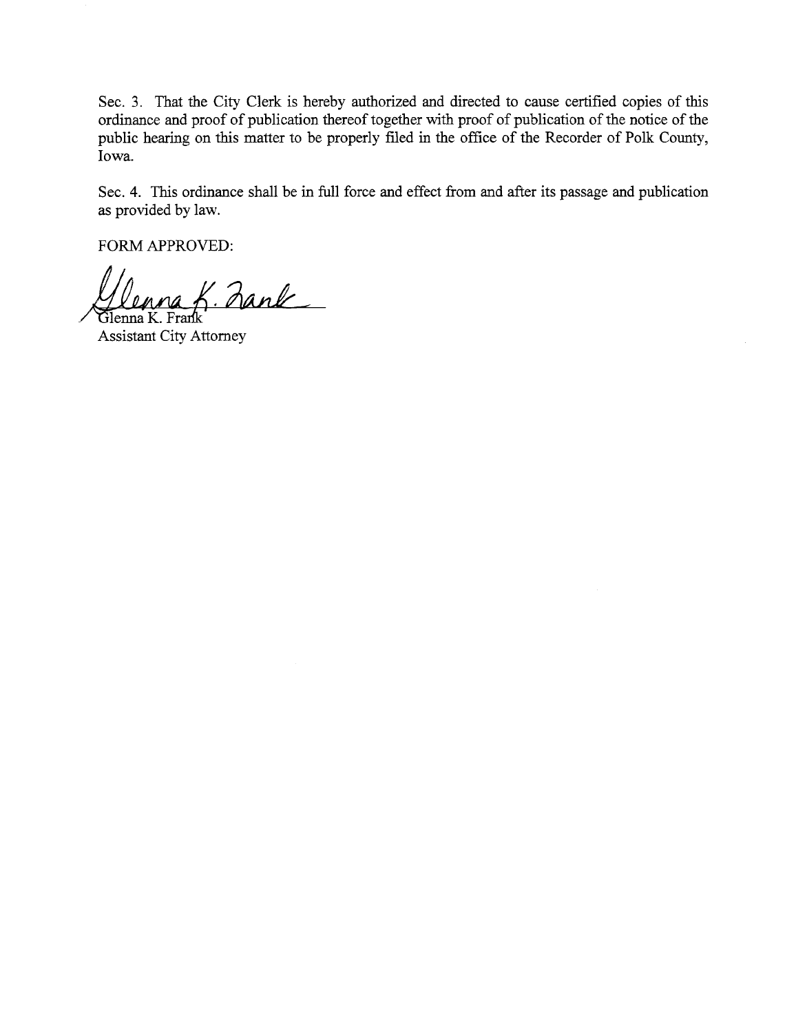Sec. 3. That the City Clerk is hereby authorized and directed to cause certified copies of this ordinance and proof of publication thereof together with proof of publication of the notice of the public hearing on this matter to be properly filed in the office of the Recorder of Polk County, Iowa.

Sec. 4. This ordinance shall be in full force and effect from and after its passage and publication as provided by law.

FORM APPROVED:

Glenna K. Frank
Assistant City Attorney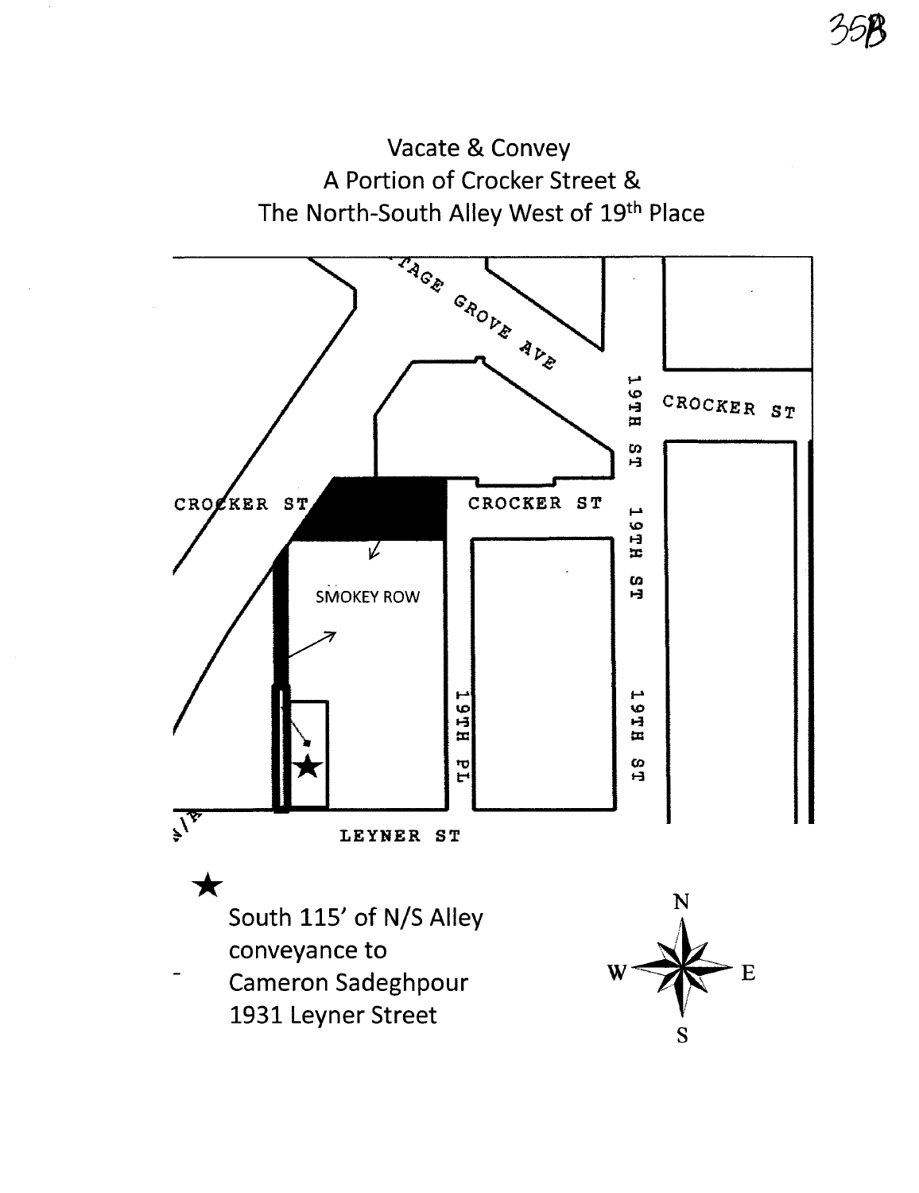35B

# Vacate & Convey
# A Portion of Crocker Street &
# The North-South Alley West of 19th Place

COTTAGE GROVE AVE

CROCKER ST

CROCKER ST

CROCKER ST

19TH ST

19TH ST

19TH ST

19TH PL

SMOKEY ROW

LEYNER ST

★ South 115' of N/S Alley conveyance to Cameron Sadeghpour 1931 Leyner Street

N

W E

S